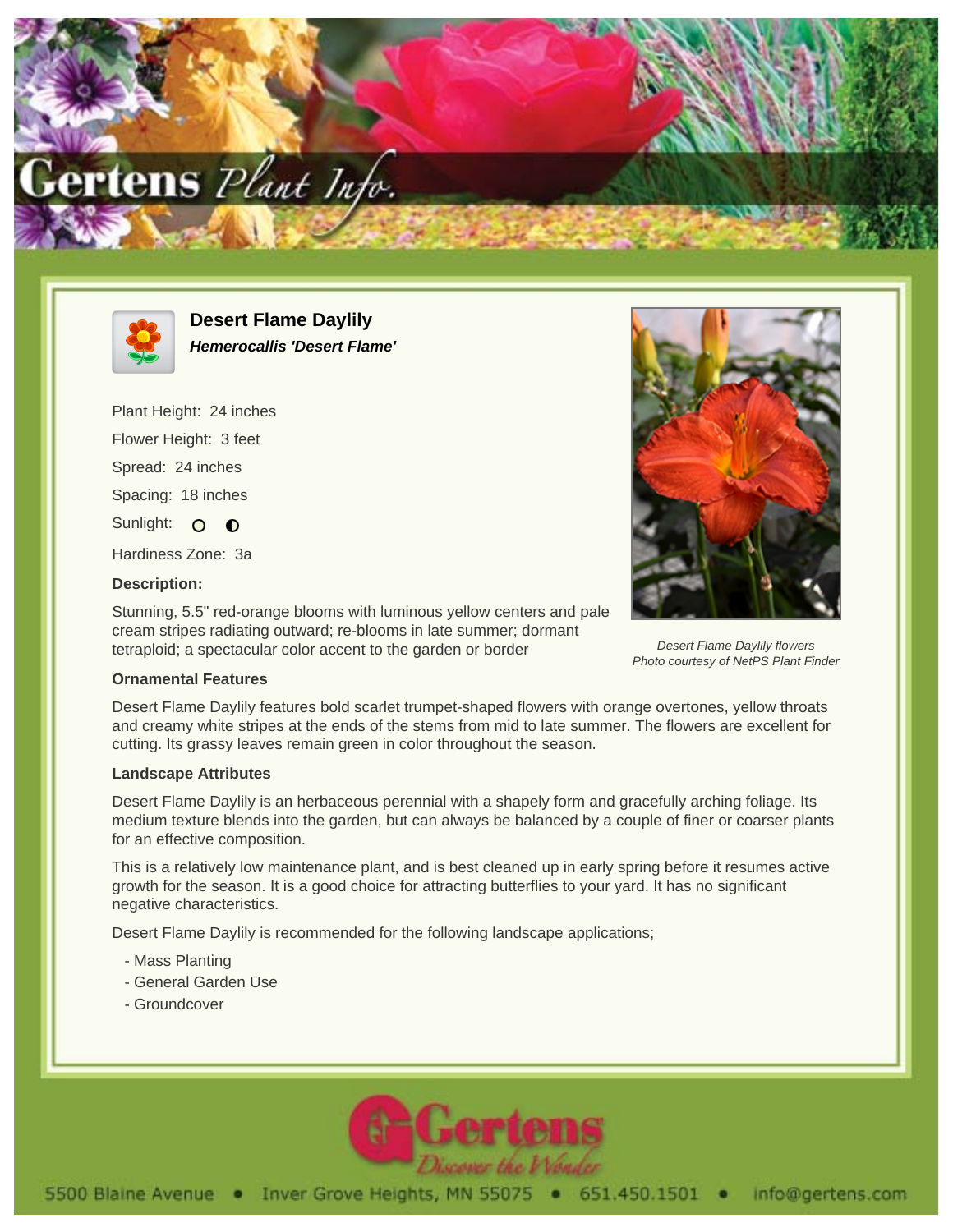# Desert Flame Daylily

***Hemerocallis 'Desert Flame'***

Plant Height: 24 inches

Flower Height: 3 feet

Spread: 24 inches

Spacing: 18 inches

Sunlight: O ◐

Hardiness Zone: 3a

**Description:**

Stunning, 5.5" red-orange blooms with luminous yellow centers and pale cream stripes radiating outward; re-blooms in late summer; dormant tetraploid; a spectacular color accent to the garden or border

*Desert Flame Daylily flowers*
*Photo courtesy of NetPS Plant Finder*

**Ornamental Features**

Desert Flame Daylily features bold scarlet trumpet-shaped flowers with orange overtones, yellow throats and creamy white stripes at the ends of the stems from mid to late summer. The flowers are excellent for cutting. Its grassy leaves remain green in color throughout the season.

**Landscape Attributes**

Desert Flame Daylily is an herbaceous perennial with a shapely form and gracefully arching foliage. Its medium texture blends into the garden, but can always be balanced by a couple of finer or coarser plants for an effective composition.

This is a relatively low maintenance plant, and is best cleaned up in early spring before it resumes active growth for the season. It is a good choice for attracting butterflies to your yard. It has no significant negative characteristics.

Desert Flame Daylily is recommended for the following landscape applications;

- Mass Planting
- General Garden Use
- Groundcover

5500 Blaine Avenue • Inver Grove Heights, MN 55075 • 651.450.1501 • info@gertens.com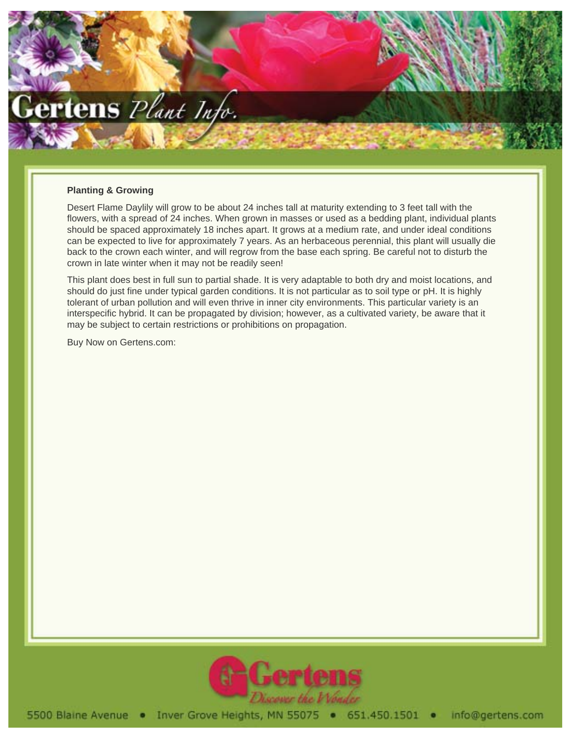**Planting & Growing**

Desert Flame Daylily will grow to be about 24 inches tall at maturity extending to 3 feet tall with the flowers, with a spread of 24 inches. When grown in masses or used as a bedding plant, individual plants should be spaced approximately 18 inches apart. It grows at a medium rate, and under ideal conditions can be expected to live for approximately 7 years. As an herbaceous perennial, this plant will usually die back to the crown each winter, and will regrow from the base each spring. Be careful not to disturb the crown in late winter when it may not be readily seen!

This plant does best in full sun to partial shade. It is very adaptable to both dry and moist locations, and should do just fine under typical garden conditions. It is not particular as to soil type or pH. It is highly tolerant of urban pollution and will even thrive in inner city environments. This particular variety is an interspecific hybrid. It can be propagated by division; however, as a cultivated variety, be aware that it may be subject to certain restrictions or prohibitions on propagation.

Buy Now on Gertens.com: